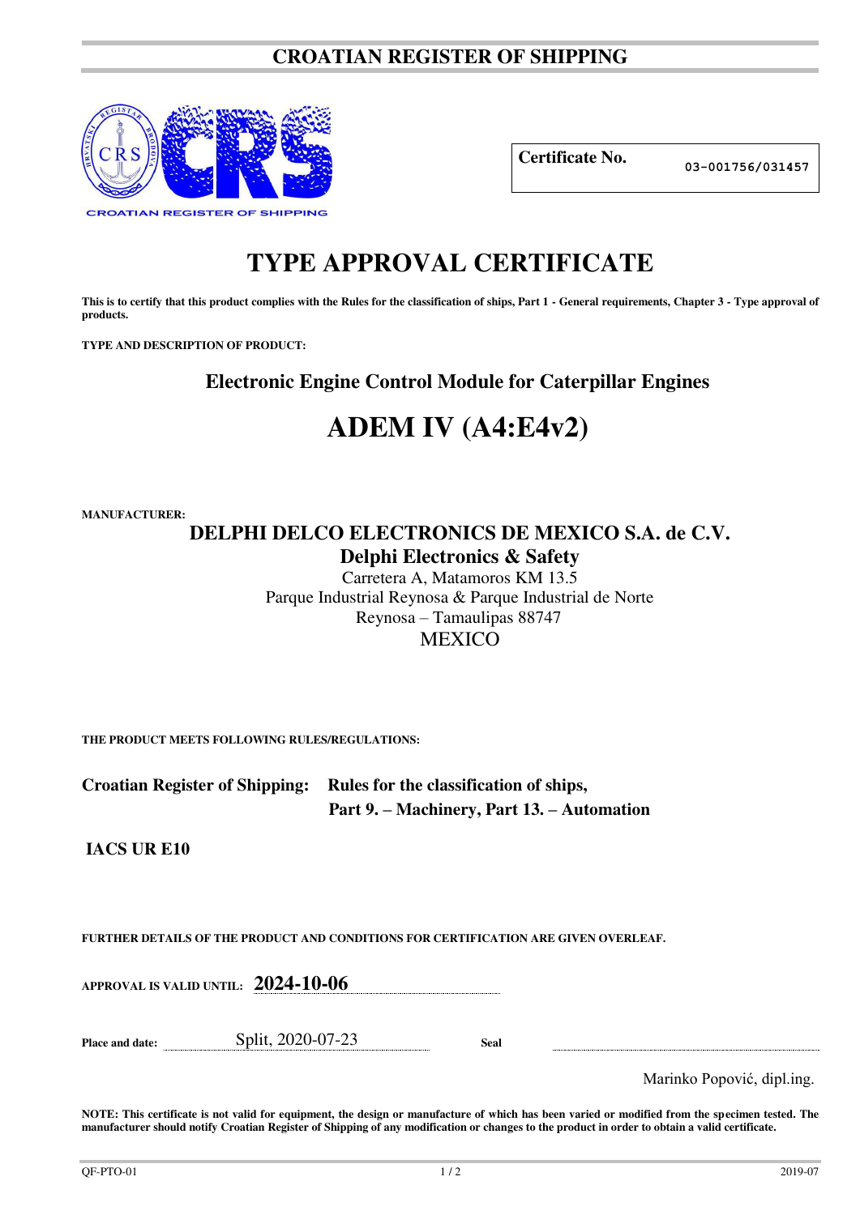# CROATIAN REGISTER OF SHIPPING

**Certificate No.** 03-001756/031457

# TYPE APPROVAL CERTIFICATE

**This is to certify that this product complies with the Rules for the classification of ships, Part 1 - General requirements, Chapter 3 - Type approval of products.**

**TYPE AND DESCRIPTION OF PRODUCT:**

## Electronic Engine Control Module for Caterpillar Engines

# ADEM IV (A4:E4v2)

**MANUFACTURER:**

**DELPHI DELCO ELECTRONICS DE MEXICO S.A. de C.V.**
**Delphi Electronics & Safety**
Carretera A, Matamoros KM 13.5
Parque Industrial Reynosa & Parque Industrial de Norte
Reynosa – Tamaulipas 88747
MEXICO

**THE PRODUCT MEETS FOLLOWING RULES/REGULATIONS:**

**Croatian Register of Shipping:** **Rules for the classification of ships,**
**Part 9. – Machinery, Part 13. – Automation**

**IACS UR E10**

**FURTHER DETAILS OF THE PRODUCT AND CONDITIONS FOR CERTIFICATION ARE GIVEN OVERLEAF.**

**APPROVAL IS VALID UNTIL:** **2024-10-06**

**Place and date:** Split, 2020-07-23 **Seal**

Marinko Popović, dipl.ing.

**NOTE: This certificate is not valid for equipment, the design or manufacture of which has been varied or modified from the specimen tested. The manufacturer should notify Croatian Register of Shipping of any modification or changes to the product in order to obtain a valid certificate.**

QF-PTO-01 2019-07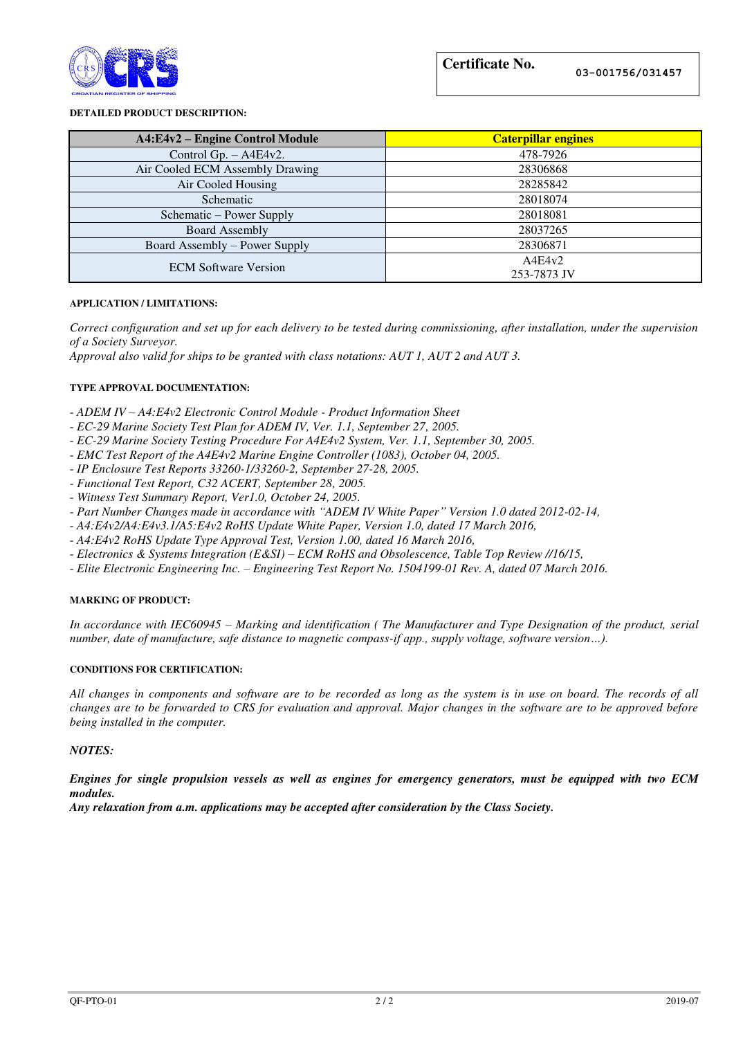**Certificate No.** 03-001756/031457

**DETAILED PRODUCT DESCRIPTION:**

| A4:E4v2 – Engine Control Module | Caterpillar engines |
|---|---|
| Control Gp. – A4E4v2. | 478-7926 |
| Air Cooled ECM Assembly Drawing | 28306868 |
| Air Cooled Housing | 28285842 |
| Schematic | 28018074 |
| Schematic – Power Supply | 28018081 |
| Board Assembly | 28037265 |
| Board Assembly – Power Supply | 28306871 |
| ECM Software Version | A4E4v2<br>253-7873 JV |

**APPLICATION / LIMITATIONS:**

*Correct configuration and set up for each delivery to be tested during commissioning, after installation, under the supervision of a Society Surveyor.*
*Approval also valid for ships to be granted with class notations: AUT 1, AUT 2 and AUT 3.*

**TYPE APPROVAL DOCUMENTATION:**

- *ADEM IV – A4:E4v2 Electronic Control Module - Product Information Sheet*
- *EC-29 Marine Society Test Plan for ADEM IV, Ver. 1.1, September 27, 2005.*
- *EC-29 Marine Society Testing Procedure For A4E4v2 System, Ver. 1.1, September 30, 2005.*
- *EMC Test Report of the A4E4v2 Marine Engine Controller (1083), October 04, 2005.*
- *IP Enclosure Test Reports 33260-1/33260-2, September 27-28, 2005.*
- *Functional Test Report, C32 ACERT, September 28, 2005.*
- *Witness Test Summary Report, Ver1.0, October 24, 2005.*
- *Part Number Changes made in accordance with "ADEM IV White Paper" Version 1.0 dated 2012-02-14,*
- *A4:E4v2/A4:E4v3.1/A5:E4v2 RoHS Update White Paper, Version 1.0, dated 17 March 2016,*
- *A4:E4v2 RoHS Update Type Approval Test, Version 1.00, dated 16 March 2016,*
- *Electronics & Systems Integration (E&SI) – ECM RoHS and Obsolescence, Table Top Review //16/15,*
- *Elite Electronic Engineering Inc. – Engineering Test Report No. 1504199-01 Rev. A, dated 07 March 2016.*

**MARKING OF PRODUCT:**

*In accordance with IEC60945 – Marking and identification ( The Manufacturer and Type Designation of the product, serial number, date of manufacture, safe distance to magnetic compass-if app., supply voltage, software version…).*

**CONDITIONS FOR CERTIFICATION:**

*All changes in components and software are to be recorded as long as the system is in use on board. The records of all changes are to be forwarded to CRS for evaluation and approval. Major changes in the software are to be approved before being installed in the computer.*

***NOTES:***

***Engines for single propulsion vessels as well as engines for emergency generators, must be equipped with two ECM modules.***
***Any relaxation from a.m. applications may be accepted after consideration by the Class Society.***